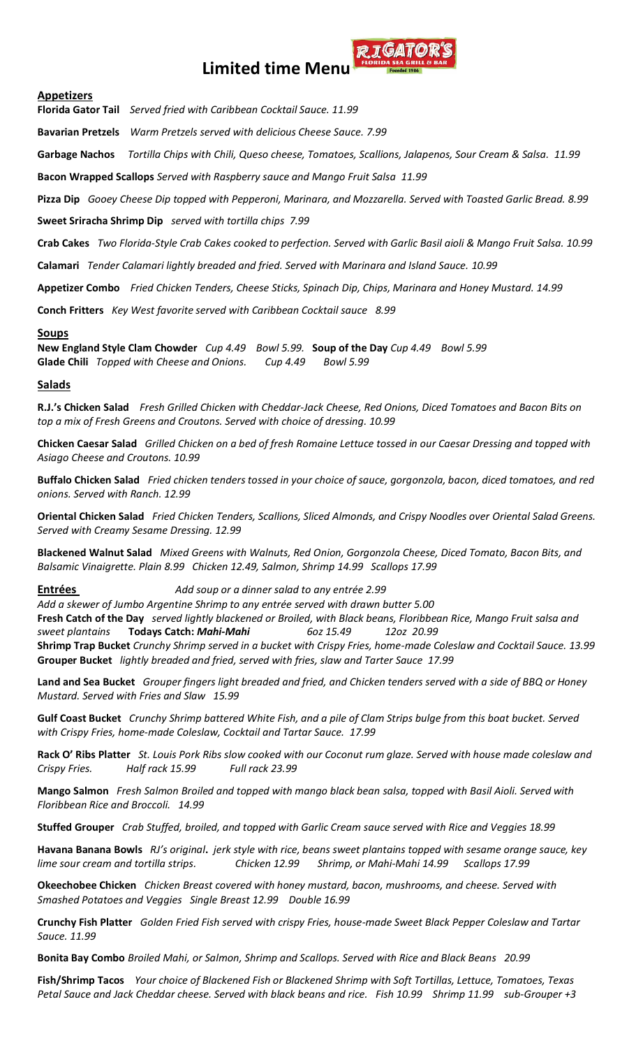# Limited time Menu

## Appetizers

**Florida Gator Tail** *Served fried with Caribbean Cocktail Sauce. 11.99*

**Bavarian Pretzels** *Warm Pretzels served with delicious Cheese Sauce. 7.99*

**Garbage Nachos** *Tortilla Chips with Chili, Queso cheese, Tomatoes, Scallions, Jalapenos, Sour Cream & Salsa. 11.99*

**Bacon Wrapped Scallops** *Served with Raspberry sauce and Mango Fruit Salsa 11.99*

**Pizza Dip** *Gooey Cheese Dip topped with Pepperoni, Marinara, and Mozzarella. Served with Toasted Garlic Bread. 8.99*

**Sweet Sriracha Shrimp Dip** *served with tortilla chips 7.99*

**Crab Cakes** *Two Florida-Style Crab Cakes cooked to perfection. Served with Garlic Basil aioli & Mango Fruit Salsa. 10.99*

**Calamari** *Tender Calamari lightly breaded and fried. Served with Marinara and Island Sauce. 10.99*

**Appetizer Combo** *Fried Chicken Tenders, Cheese Sticks, Spinach Dip, Chips, Marinara and Honey Mustard. 14.99*

**Conch Fritters** *Key West favorite served with Caribbean Cocktail sauce 8.99*

## Soups

**New England Style Clam Chowder** *Cup 4.49 Bowl 5.99.* **Soup of the Day** *Cup 4.49 Bowl 5.99*
**Glade Chili** *Topped with Cheese and Onions. Cup 4.49 Bowl 5.99*

## Salads

**R.J.'s Chicken Salad** *Fresh Grilled Chicken with Cheddar-Jack Cheese, Red Onions, Diced Tomatoes and Bacon Bits on top a mix of Fresh Greens and Croutons. Served with choice of dressing. 10.99*

**Chicken Caesar Salad** *Grilled Chicken on a bed of fresh Romaine Lettuce tossed in our Caesar Dressing and topped with Asiago Cheese and Croutons. 10.99*

**Buffalo Chicken Salad** *Fried chicken tenders tossed in your choice of sauce, gorgonzola, bacon, diced tomatoes, and red onions. Served with Ranch. 12.99*

**Oriental Chicken Salad** *Fried Chicken Tenders, Scallions, Sliced Almonds, and Crispy Noodles over Oriental Salad Greens. Served with Creamy Sesame Dressing. 12.99*

**Blackened Walnut Salad** *Mixed Greens with Walnuts, Red Onion, Gorgonzola Cheese, Diced Tomato, Bacon Bits, and Balsamic Vinaigrette. Plain 8.99 Chicken 12.49, Salmon, Shrimp 14.99 Scallops 17.99*

## Entrées

*Add soup or a dinner salad to any entrée 2.99*

*Add a skewer of Jumbo Argentine Shrimp to any entrée served with drawn butter 5.00*

**Fresh Catch of the Day** *served lightly blackened or Broiled, with Black beans, Floribbean Rice, Mango Fruit salsa and sweet plantains* **Todays Catch: *Mahi-Mahi*** *6oz 15.49 12oz 20.99*

**Shrimp Trap Bucket** *Crunchy Shrimp served in a bucket with Crispy Fries, home-made Coleslaw and Cocktail Sauce. 13.99*

**Grouper Bucket** *lightly breaded and fried, served with fries, slaw and Tarter Sauce 17.99*

**Land and Sea Bucket** *Grouper fingers light breaded and fried, and Chicken tenders served with a side of BBQ or Honey Mustard. Served with Fries and Slaw 15.99*

**Gulf Coast Bucket** *Crunchy Shrimp battered White Fish, and a pile of Clam Strips bulge from this boat bucket. Served with Crispy Fries, home-made Coleslaw, Cocktail and Tartar Sauce. 17.99*

**Rack O' Ribs Platter** *St. Louis Pork Ribs slow cooked with our Coconut rum glaze. Served with house made coleslaw and Crispy Fries. Half rack 15.99 Full rack 23.99*

**Mango Salmon** *Fresh Salmon Broiled and topped with mango black bean salsa, topped with Basil Aioli. Served with Floribbean Rice and Broccoli. 14.99*

**Stuffed Grouper** *Crab Stuffed, broiled, and topped with Garlic Cream sauce served with Rice and Veggies 18.99*

**Havana Banana Bowls** *RJ's original***.** *jerk style with rice, beans sweet plantains topped with sesame orange sauce, key lime sour cream and tortilla strips. Chicken 12.99 Shrimp, or Mahi-Mahi 14.99 Scallops 17.99*

**Okeechobee Chicken** *Chicken Breast covered with honey mustard, bacon, mushrooms, and cheese. Served with Smashed Potatoes and Veggies Single Breast 12.99 Double 16.99*

**Crunchy Fish Platter** *Golden Fried Fish served with crispy Fries, house-made Sweet Black Pepper Coleslaw and Tartar Sauce. 11.99*

**Bonita Bay Combo** *Broiled Mahi, or Salmon, Shrimp and Scallops. Served with Rice and Black Beans 20.99*

**Fish/Shrimp Tacos** *Your choice of Blackened Fish or Blackened Shrimp with Soft Tortillas, Lettuce, Tomatoes, Texas Petal Sauce and Jack Cheddar cheese. Served with black beans and rice. Fish 10.99 Shrimp 11.99 sub-Grouper +3*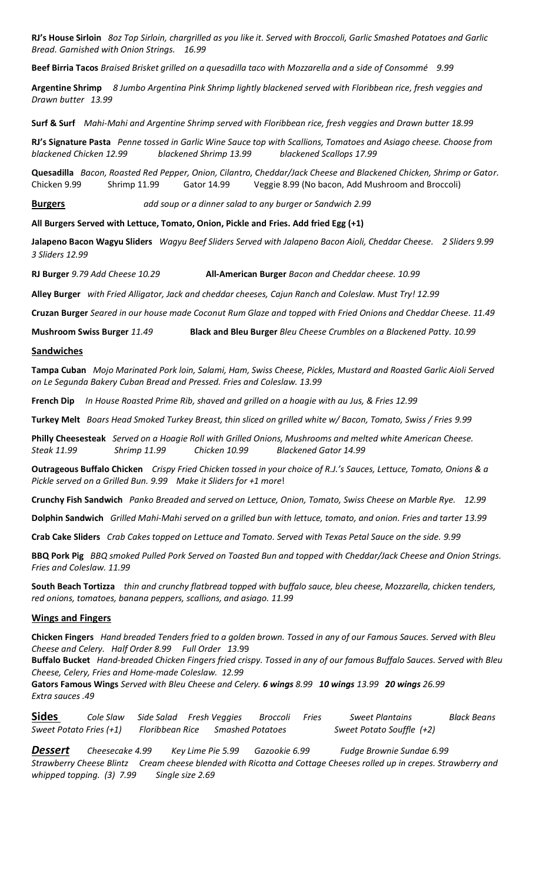**RJ's House Sirloin** *8oz Top Sirloin, chargrilled as you like it. Served with Broccoli, Garlic Smashed Potatoes and Garlic Bread. Garnished with Onion Strings. 16.99*

**Beef Birria Tacos** *Braised Brisket grilled on a quesadilla taco with Mozzarella and a side of Consommé 9.99*

**Argentine Shrimp** *8 Jumbo Argentina Pink Shrimp lightly blackened served with Floribbean rice, fresh veggies and Drawn butter 13.99*

**Surf & Surf** *Mahi-Mahi and Argentine Shrimp served with Floribbean rice, fresh veggies and Drawn butter 18.99*

**RJ's Signature Pasta** *Penne tossed in Garlic Wine Sauce top with Scallions, Tomatoes and Asiago cheese. Choose from blackened Chicken 12.99 blackened Shrimp 13.99 blackened Scallops 17.99*

**Quesadilla** *Bacon, Roasted Red Pepper, Onion, Cilantro, Cheddar/Jack Cheese and Blackened Chicken, Shrimp or Gator.* Chicken 9.99 Shrimp 11.99 Gator 14.99 Veggie 8.99 (No bacon, Add Mushroom and Broccoli)

## Burgers

*add soup or a dinner salad to any burger or Sandwich 2.99*

**All Burgers Served with Lettuce, Tomato, Onion, Pickle and Fries. Add fried Egg (+1)**

**Jalapeno Bacon Wagyu Sliders** *Wagyu Beef Sliders Served with Jalapeno Bacon Aioli, Cheddar Cheese. 2 Sliders 9.99 3 Sliders 12.99*

**RJ Burger** *9.79 Add Cheese 10.29*

**All-American Burger** *Bacon and Cheddar cheese. 10.99*

**Alley Burger** *with Fried Alligator, Jack and cheddar cheeses, Cajun Ranch and Coleslaw. Must Try! 12.99*

**Cruzan Burger** *Seared in our house made Coconut Rum Glaze and topped with Fried Onions and Cheddar Cheese. 11.49*

**Mushroom Swiss Burger** *11.49*

**Black and Bleu Burger** *Bleu Cheese Crumbles on a Blackened Patty. 10.99*

## Sandwiches

**Tampa Cuban** *Mojo Marinated Pork loin, Salami, Ham, Swiss Cheese, Pickles, Mustard and Roasted Garlic Aioli Served on Le Segunda Bakery Cuban Bread and Pressed. Fries and Coleslaw. 13.99*

**French Dip** *In House Roasted Prime Rib, shaved and grilled on a hoagie with au Jus, & Fries 12.99*

**Turkey Melt** *Boars Head Smoked Turkey Breast, thin sliced on grilled white w/ Bacon, Tomato, Swiss / Fries 9.99*

**Philly Cheesesteak** *Served on a Hoagie Roll with Grilled Onions, Mushrooms and melted white American Cheese. Steak 11.99 Shrimp 11.99 Chicken 10.99 Blackened Gator 14.99*

**Outrageous Buffalo Chicken** *Crispy Fried Chicken tossed in your choice of R.J.'s Sauces, Lettuce, Tomato, Onions & a Pickle served on a Grilled Bun. 9.99 Make it Sliders for +1 more*!

**Crunchy Fish Sandwich** *Panko Breaded and served on Lettuce, Onion, Tomato, Swiss Cheese on Marble Rye. 12.99*

**Dolphin Sandwich** *Grilled Mahi-Mahi served on a grilled bun with lettuce, tomato, and onion. Fries and tarter 13.99*

**Crab Cake Sliders** *Crab Cakes topped on Lettuce and Tomato. Served with Texas Petal Sauce on the side. 9.99*

**BBQ Pork Pig** *BBQ smoked Pulled Pork Served on Toasted Bun and topped with Cheddar/Jack Cheese and Onion Strings. Fries and Coleslaw. 11.99*

**South Beach Tortizza** *thin and crunchy flatbread topped with buffalo sauce, bleu cheese, Mozzarella, chicken tenders, red onions, tomatoes, banana peppers, scallions, and asiago. 11.99*

## Wings and Fingers

**Chicken Fingers** *Hand breaded Tenders fried to a golden brown. Tossed in any of our Famous Sauces. Served with Bleu Cheese and Celery. Half Order 8.99 Full Order 13.*99

**Buffalo Bucket** *Hand-breaded Chicken Fingers fried crispy. Tossed in any of our famous Buffalo Sauces. Served with Bleu Cheese, Celery, Fries and Home-made Coleslaw. 12.99*

**Gators Famous Wings** *Served with Bleu Cheese and Celery.* ***6 wings*** *8.99* ***10 wings*** *13.99* ***20 wings*** *26.99*
*Extra sauces .49*

## Sides

*Cole Slaw Side Salad Fresh Veggies Broccoli Fries Sweet Plantains Black Beans Sweet Potato Fries (+1) Floribbean Rice Smashed Potatoes Sweet Potato Souffle (+2)*

## *Dessert*

*Cheesecake 4.99 Key Lime Pie 5.99 Gazookie 6.99 Fudge Brownie Sundae 6.99*

*Strawberry Cheese Blintz Cream cheese blended with Ricotta and Cottage Cheeses rolled up in crepes. Strawberry and whipped topping. (3) 7.99 Single size 2.69*